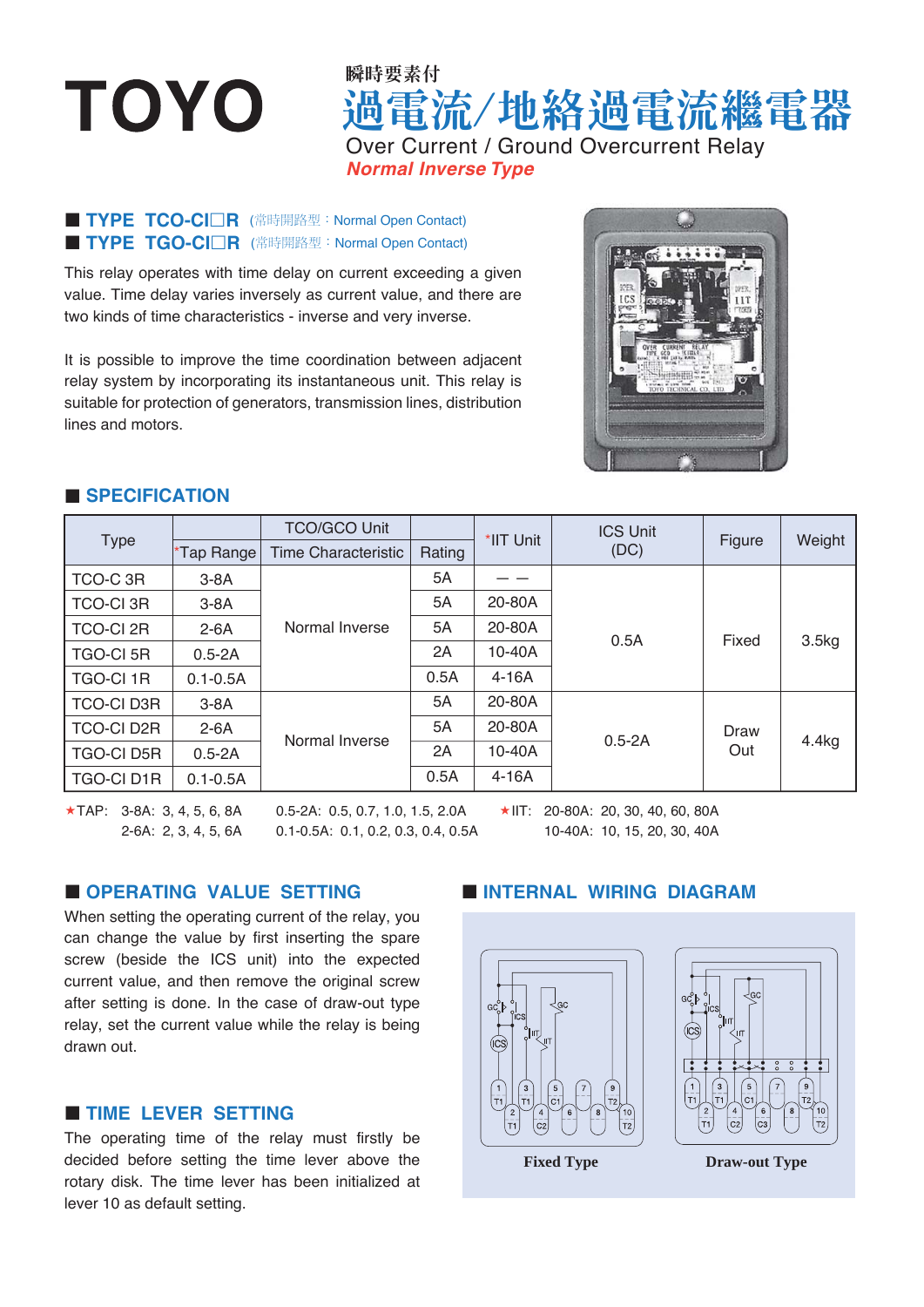# TOYO

瞬時要素付

# 過電流/地絡過電流繼電器

## Over Current / Ground Overcurrent Relay

***Normal Inverse Type***

■ **TYPE TCO-CI□R** (常時開路型：Normal Open Contact)

■ **TYPE TGO-CI□R** (常時開路型：Normal Open Contact)

This relay operates with time delay on current exceeding a given value. Time delay varies inversely as current value, and there are two kinds of time characteristics - inverse and very inverse.

It is possible to improve the time coordination between adjacent relay system by incorporating its instantaneous unit. This relay is suitable for protection of generators, transmission lines, distribution lines and motors.

## ■ SPECIFICATION

| Type | TCO/GCO Unit | | Rating | *IIT Unit | ICS Unit (DC) | Figure | Weight |
|---|---|---|---|---|---|---|---|
| | *Tap Range | Time Characteristic | | | | | |
| TCO-C 3R | 3-8A | Normal Inverse | 5A | — — | 0.5A | Fixed | 3.5kg |
| TCO-CI 3R | 3-8A | | 5A | 20-80A | | | |
| TCO-CI 2R | 2-6A | | 5A | 20-80A | | | |
| TGO-CI 5R | 0.5-2A | | 2A | 10-40A | | | |
| TGO-CI 1R | 0.1-0.5A | | 0.5A | 4-16A | | | |
| TCO-CI D3R | 3-8A | Normal Inverse | 5A | 20-80A | 0.5-2A | Draw Out | 4.4kg |
| TCO-CI D2R | 2-6A | | 5A | 20-80A | | | |
| TGO-CI D5R | 0.5-2A | | 2A | 10-40A | | | |
| TGO-CI D1R | 0.1-0.5A | | 0.5A | 4-16A | | | |

★TAP: 3-8A: 3, 4, 5, 6, 8A　　0.5-2A: 0.5, 0.7, 1.0, 1.5, 2.0A
　　　2-6A: 2, 3, 4, 5, 6A　　0.1-0.5A: 0.1, 0.2, 0.3, 0.4, 0.5A

★IIT: 20-80A: 20, 30, 40, 60, 80A
　　　10-40A: 10, 15, 20, 30, 40A

## ■ OPERATING VALUE SETTING

When setting the operating current of the relay, you can change the value by first inserting the spare screw (beside the ICS unit) into the expected current value, and then remove the original screw after setting is done. In the case of draw-out type relay, set the current value while the relay is being drawn out.

## ■ TIME LEVER SETTING

The operating time of the relay must firstly be decided before setting the time lever above the rotary disk. The time lever has been initialized at lever 10 as default setting.

## ■ INTERNAL WIRING DIAGRAM

**Fixed Type**　　**Draw-out Type**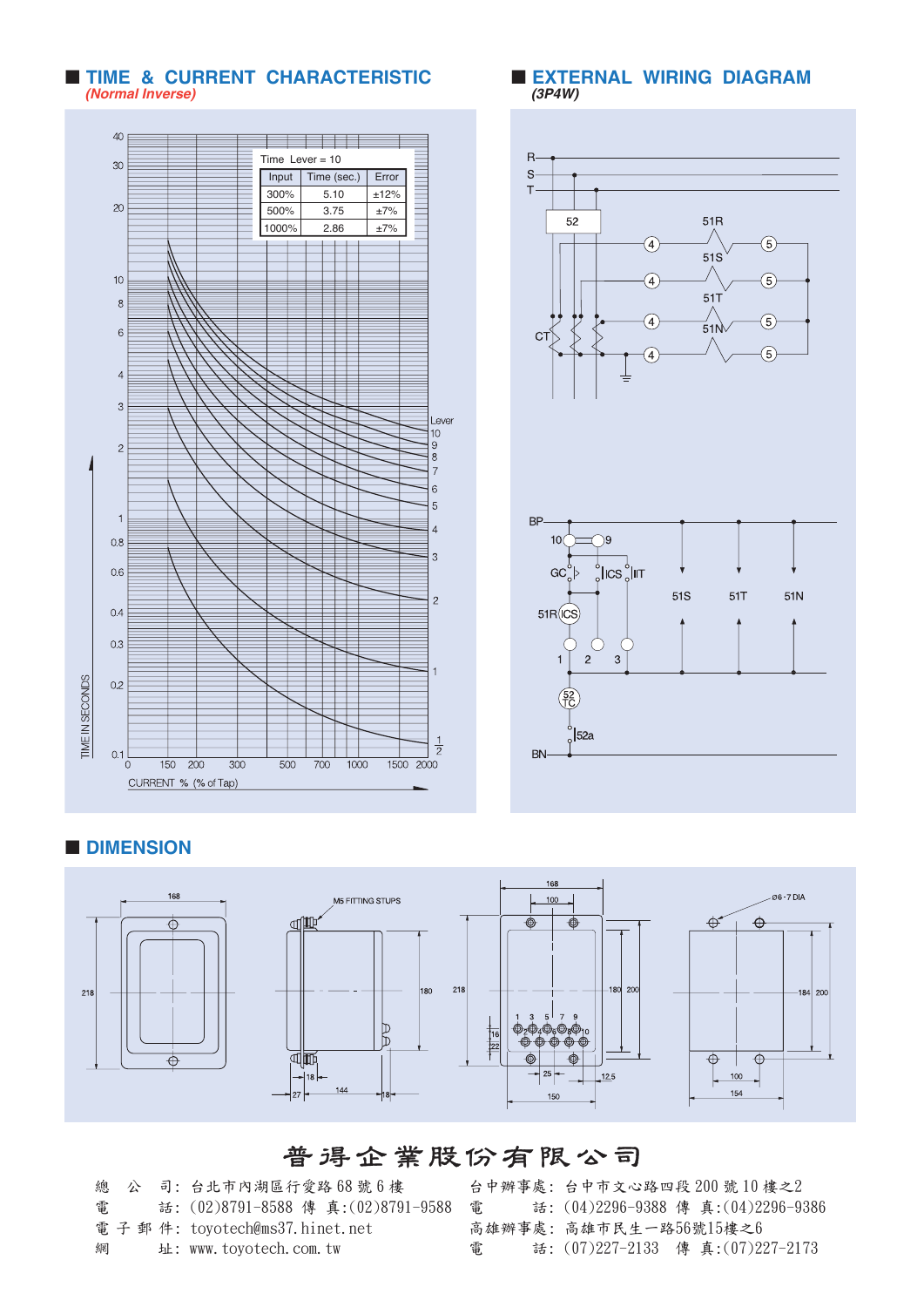## TIME & CURRENT CHARACTERISTIC

*(Normal Inverse)*

Time Lever = 10

| Input | Time (sec.) | Error |
|---|---|---|
| 300% | 5.10 | ±12% |
| 500% | 3.75 | ±7% |
| 1000% | 2.86 | ±7% |

TIME IN SECONDS

40
30
20
10
8
6
4
3
2
1
0.8
0.6
0.4
0.3
0.2
0.1

Lever
10
9
8
7
6
5
4
3
2
1
1/2

0 150 200 300 500 700 1000 1500 2000

CURRENT % (% of Tap)

## EXTERNAL WIRING DIAGRAM

*(3P4W)*

R
S
T
52
51R
51S
51T
51N
CT
4
5

BP
10
9
GC
ICS
IIT
51S
51T
51N
51R ICS
1 2 3
52 TC
52a
BN

## DIMENSION

168
218
M5 FITTING STUPS
180
18
27
144
18
168
100
218
180 200
1 3 5 7 9
2 4 6 8 10
16
22
25
12.5
150
Ø6-7 DIA
184 200
100
154

# 普得企業股份有限公司

總　公　司：台北市內湖區行愛路 68 號 6 樓
電　　　話：(02)8791-8588 傳 真:(02)8791-9588
電 子 郵 件：toyotech@ms37.hinet.net
網　　　址：www.toyotech.com.tw

台中辦事處：台中市文心路四段 200 號 10 樓之2
電　　　話：(04)2296-9388 傳 真:(04)2296-9386
高雄辦事處：高雄市民生一路56號15樓之6
電　　　話：(07)227-2133　傳 真:(07)227-2173